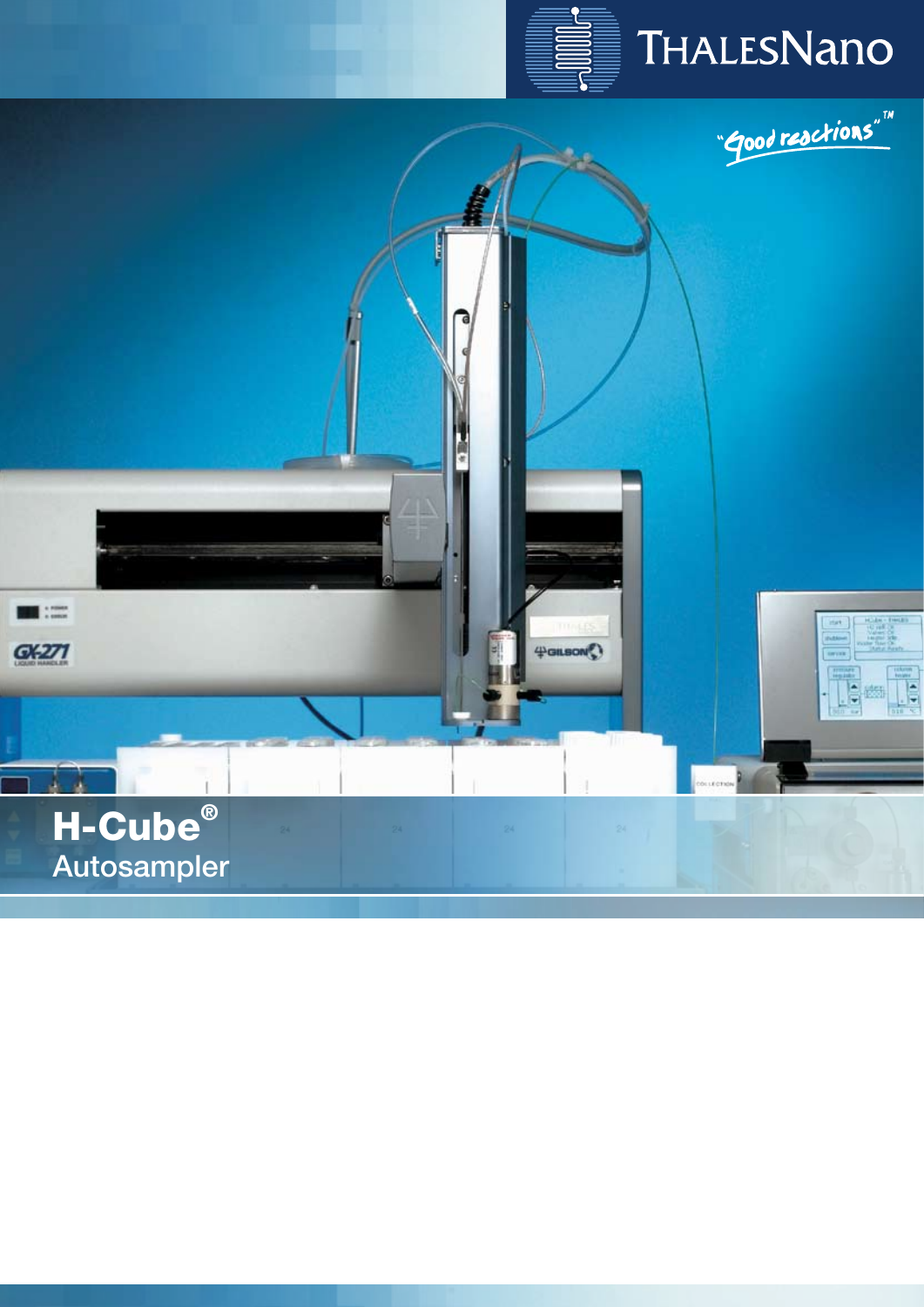THALESNano

"Good reactions"™

# H-Cube®

## Autosampler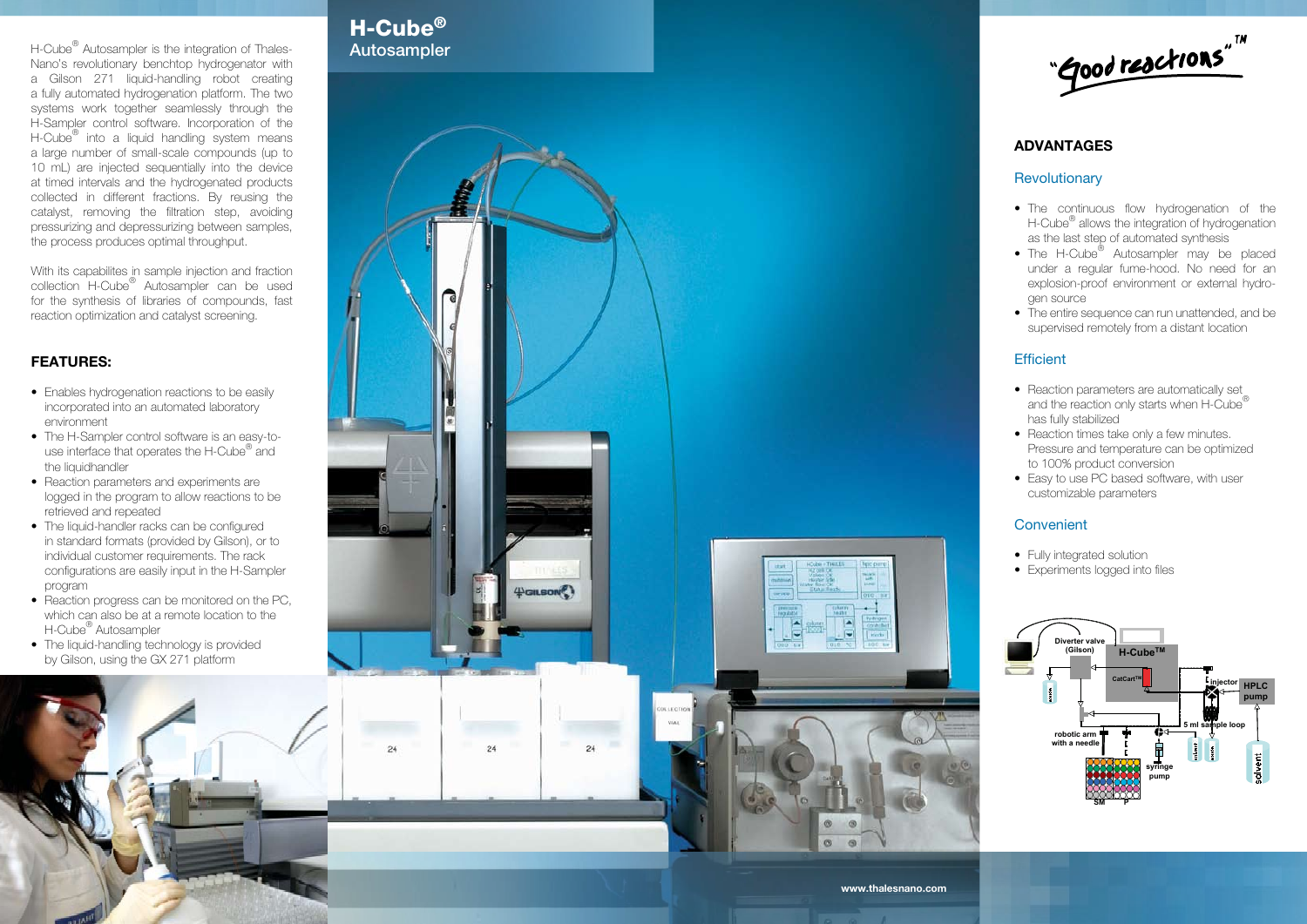H-Cube® Autosampler is the integration of ThalesNano's revolutionary benchtop hydrogenator with a Gilson 271 liquid-handling robot creating a fully automated hydrogenation platform. The two systems work together seamlessly through the H-Sampler control software. Incorporation of the H-Cube® into a liquid handling system means a large number of small-scale compounds (up to 10 mL) are injected sequentially into the device at timed intervals and the hydrogenated products collected in different fractions. By reusing the catalyst, removing the filtration step, avoiding pressurizing and depressurizing between samples, the process produces optimal throughput.

With its capabilites in sample injection and fraction collection H-Cube® Autosampler can be used for the synthesis of libraries of compounds, fast reaction optimization and catalyst screening.

## FEATURES:

- Enables hydrogenation reactions to be easily incorporated into an automated laboratory environment
- The H-Sampler control software is an easy-to-use interface that operates the H-Cube® and the liquidhandler
- Reaction parameters and experiments are logged in the program to allow reactions to be retrieved and repeated
- The liquid-handler racks can be configured in standard formats (provided by Gilson), or to individual customer requirements. The rack configurations are easily input in the H-Sampler program
- Reaction progress can be monitored on the PC, which can also be at a remote location to the H-Cube® Autosampler
- The liquid-handling technology is provided by Gilson, using the GX 271 platform

# H-Cube®
## Autosampler

www.thalesnano.com

"Good reactions"™

## ADVANTAGES

### Revolutionary

- The continuous flow hydrogenation of the H-Cube® allows the integration of hydrogenation as the last step of automated synthesis
- The H-Cube® Autosampler may be placed under a regular fume-hood. No need for an explosion-proof environment or external hydrogen source
- The entire sequence can run unattended, and be supervised remotely from a distant location

### Efficient

- Reaction parameters are automatically set and the reaction only starts when H-Cube® has fully stabilized
- Reaction times take only a few minutes. Pressure and temperature can be optimized to 100% product conversion
- Easy to use PC based software, with user customizable parameters

### Convenient

- Fully integrated solution
- Experiments logged into files

Diverter valve (Gilson)
H-Cube™
CatCart™
injector
HPLC pump
5 ml sample loop
robotic arm with a needle
syringe pump
solvent
SM
P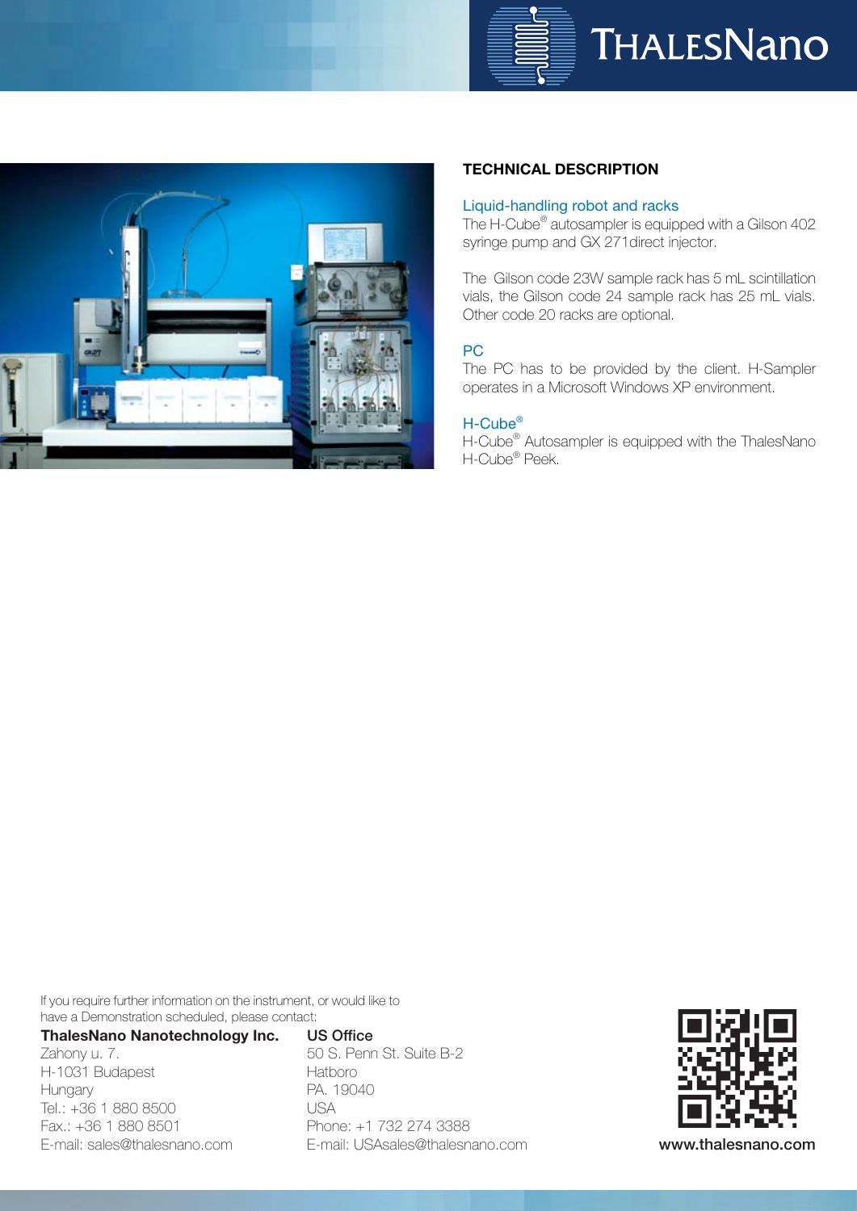## TECHNICAL DESCRIPTION

### Liquid-handling robot and racks

The H-Cube® autosampler is equipped with a Gilson 402 syringe pump and GX 271direct injector.

The Gilson code 23W sample rack has 5 mL scintillation vials, the Gilson code 24 sample rack has 25 mL vials. Other code 20 racks are optional.

### PC

The PC has to be provided by the client. H-Sampler operates in a Microsoft Windows XP environment.

### H-Cube®

H-Cube® Autosampler is equipped with the ThalesNano H-Cube® Peek.

If you require further information on the instrument, or would like to have a Demonstration scheduled, please contact:

**ThalesNano Nanotechnology Inc.**
Zahony u. 7.
H-1031 Budapest
Hungary
Tel.: +36 1 880 8500
Fax.: +36 1 880 8501
E-mail: sales@thalesnano.com

**US Office**
50 S. Penn St. Suite B-2
Hatboro
PA. 19040
USA
Phone: +1 732 274 3388
E-mail: USAsales@thalesnano.com

**www.thalesnano.com**